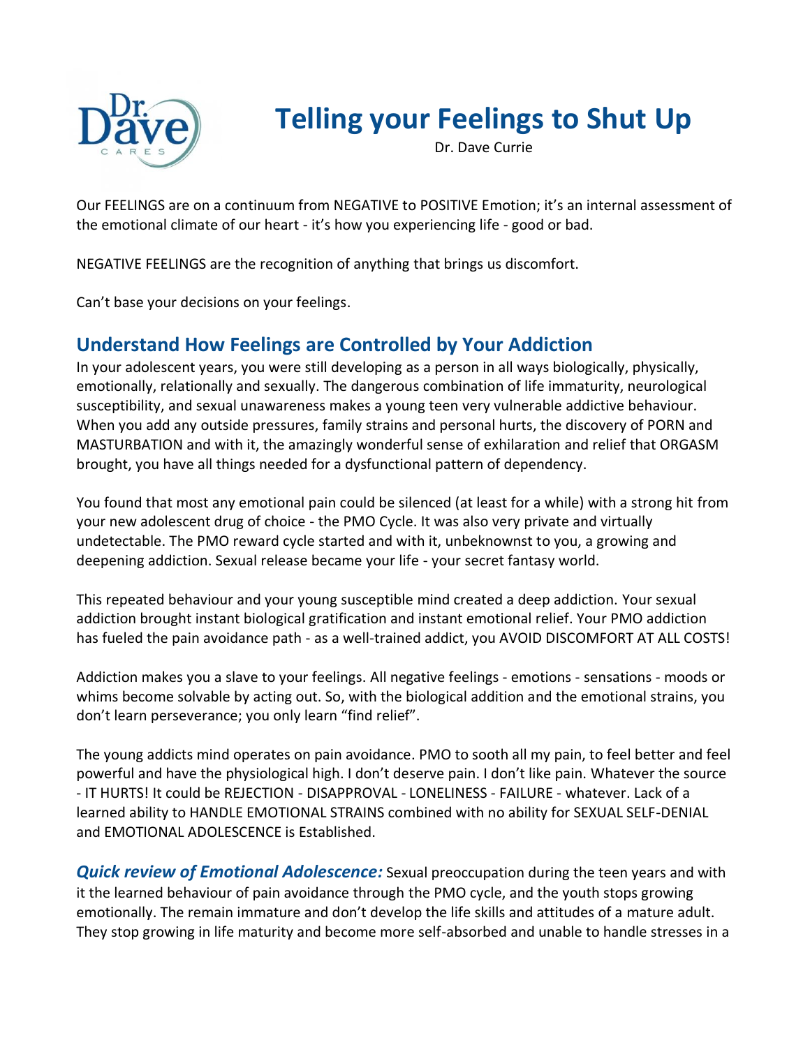# Telling your Feelings to Shut Up

Dr. Dave Currie

Our FEELINGS are on a continuum from NEGATIVE to POSITIVE Emotion; it's an internal assessment of the emotional climate of our heart - it's how you experiencing life - good or bad.

NEGATIVE FEELINGS are the recognition of anything that brings us discomfort.

Can't base your decisions on your feelings.

## Understand How Feelings are Controlled by Your Addiction

In your adolescent years, you were still developing as a person in all ways biologically, physically, emotionally, relationally and sexually. The dangerous combination of life immaturity, neurological susceptibility, and sexual unawareness makes a young teen very vulnerable addictive behaviour. When you add any outside pressures, family strains and personal hurts, the discovery of PORN and MASTURBATION and with it, the amazingly wonderful sense of exhilaration and relief that ORGASM brought, you have all things needed for a dysfunctional pattern of dependency.

You found that most any emotional pain could be silenced (at least for a while) with a strong hit from your new adolescent drug of choice - the PMO Cycle. It was also very private and virtually undetectable. The PMO reward cycle started and with it, unbeknownst to you, a growing and deepening addiction. Sexual release became your life - your secret fantasy world.

This repeated behaviour and your young susceptible mind created a deep addiction. Your sexual addiction brought instant biological gratification and instant emotional relief. Your PMO addiction has fueled the pain avoidance path - as a well-trained addict, you AVOID DISCOMFORT AT ALL COSTS!

Addiction makes you a slave to your feelings. All negative feelings - emotions - sensations - moods or whims become solvable by acting out. So, with the biological addition and the emotional strains, you don't learn perseverance; you only learn "find relief".

The young addicts mind operates on pain avoidance. PMO to sooth all my pain, to feel better and feel powerful and have the physiological high. I don't deserve pain. I don't like pain. Whatever the source - IT HURTS! It could be REJECTION - DISAPPROVAL - LONELINESS - FAILURE - whatever. Lack of a learned ability to HANDLE EMOTIONAL STRAINS combined with no ability for SEXUAL SELF-DENIAL and EMOTIONAL ADOLESCENCE is Established.

***Quick review of Emotional Adolescence:*** Sexual preoccupation during the teen years and with it the learned behaviour of pain avoidance through the PMO cycle, and the youth stops growing emotionally. The remain immature and don't develop the life skills and attitudes of a mature adult. They stop growing in life maturity and become more self-absorbed and unable to handle stresses in a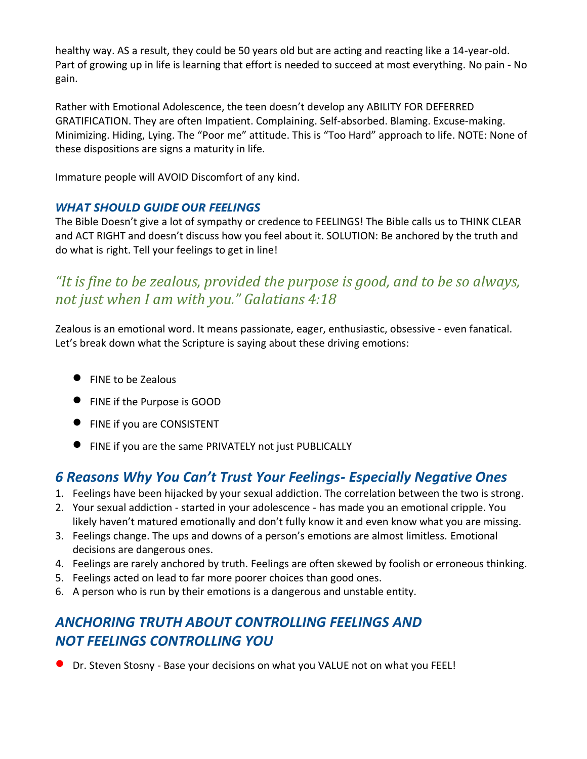healthy way. AS a result, they could be 50 years old but are acting and reacting like a 14-year-old. Part of growing up in life is learning that effort is needed to succeed at most everything. No pain - No gain.

Rather with Emotional Adolescence, the teen doesn't develop any ABILITY FOR DEFERRED GRATIFICATION. They are often Impatient. Complaining. Self-absorbed. Blaming. Excuse-making. Minimizing. Hiding, Lying. The "Poor me" attitude. This is "Too Hard" approach to life. NOTE: None of these dispositions are signs a maturity in life.

Immature people will AVOID Discomfort of any kind.

### *WHAT SHOULD GUIDE OUR FEELINGS*

The Bible Doesn't give a lot of sympathy or credence to FEELINGS! The Bible calls us to THINK CLEAR and ACT RIGHT and doesn't discuss how you feel about it. SOLUTION: Be anchored by the truth and do what is right. Tell your feelings to get in line!

*"It is fine to be zealous, provided the purpose is good, and to be so always, not just when I am with you." Galatians 4:18*

Zealous is an emotional word. It means passionate, eager, enthusiastic, obsessive - even fanatical. Let's break down what the Scripture is saying about these driving emotions:

- FINE to be Zealous
- FINE if the Purpose is GOOD
- FINE if you are CONSISTENT
- FINE if you are the same PRIVATELY not just PUBLICALLY

## *6 Reasons Why You Can't Trust Your Feelings- Especially Negative Ones*

1. Feelings have been hijacked by your sexual addiction. The correlation between the two is strong.
2. Your sexual addiction - started in your adolescence - has made you an emotional cripple. You likely haven't matured emotionally and don't fully know it and even know what you are missing.
3. Feelings change. The ups and downs of a person's emotions are almost limitless. Emotional decisions are dangerous ones.
4. Feelings are rarely anchored by truth. Feelings are often skewed by foolish or erroneous thinking.
5. Feelings acted on lead to far more poorer choices than good ones.
6. A person who is run by their emotions is a dangerous and unstable entity.

## *ANCHORING TRUTH ABOUT CONTROLLING FEELINGS AND NOT FEELINGS CONTROLLING YOU*

- Dr. Steven Stosny - Base your decisions on what you VALUE not on what you FEEL!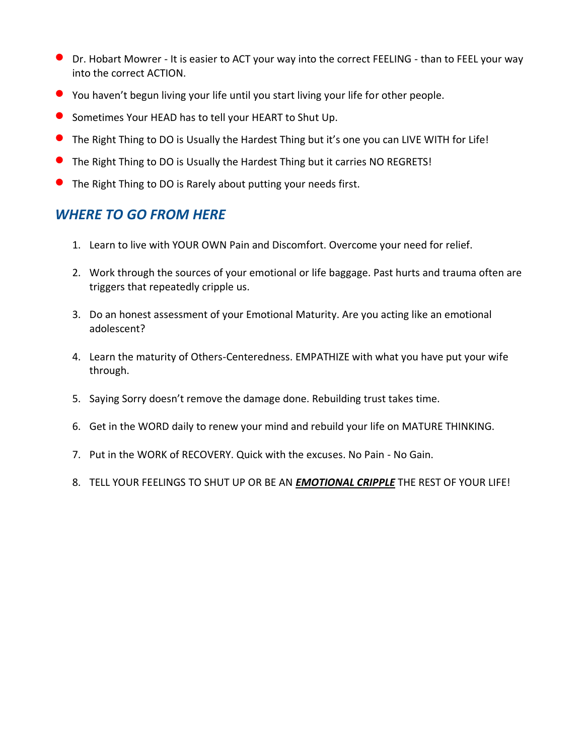- Dr. Hobart Mowrer - It is easier to ACT your way into the correct FEELING - than to FEEL your way into the correct ACTION.
- You haven't begun living your life until you start living your life for other people.
- Sometimes Your HEAD has to tell your HEART to Shut Up.
- The Right Thing to DO is Usually the Hardest Thing but it's one you can LIVE WITH for Life!
- The Right Thing to DO is Usually the Hardest Thing but it carries NO REGRETS!
- The Right Thing to DO is Rarely about putting your needs first.

## *WHERE TO GO FROM HERE*

1. Learn to live with YOUR OWN Pain and Discomfort. Overcome your need for relief.

2. Work through the sources of your emotional or life baggage. Past hurts and trauma often are triggers that repeatedly cripple us.

3. Do an honest assessment of your Emotional Maturity. Are you acting like an emotional adolescent?

4. Learn the maturity of Others-Centeredness. EMPATHIZE with what you have put your wife through.

5. Saying Sorry doesn't remove the damage done. Rebuilding trust takes time.

6. Get in the WORD daily to renew your mind and rebuild your life on MATURE THINKING.

7. Put in the WORK of RECOVERY. Quick with the excuses. No Pain - No Gain.

8. TELL YOUR FEELINGS TO SHUT UP OR BE AN ***<u>EMOTIONAL CRIPPLE</u>*** THE REST OF YOUR LIFE!